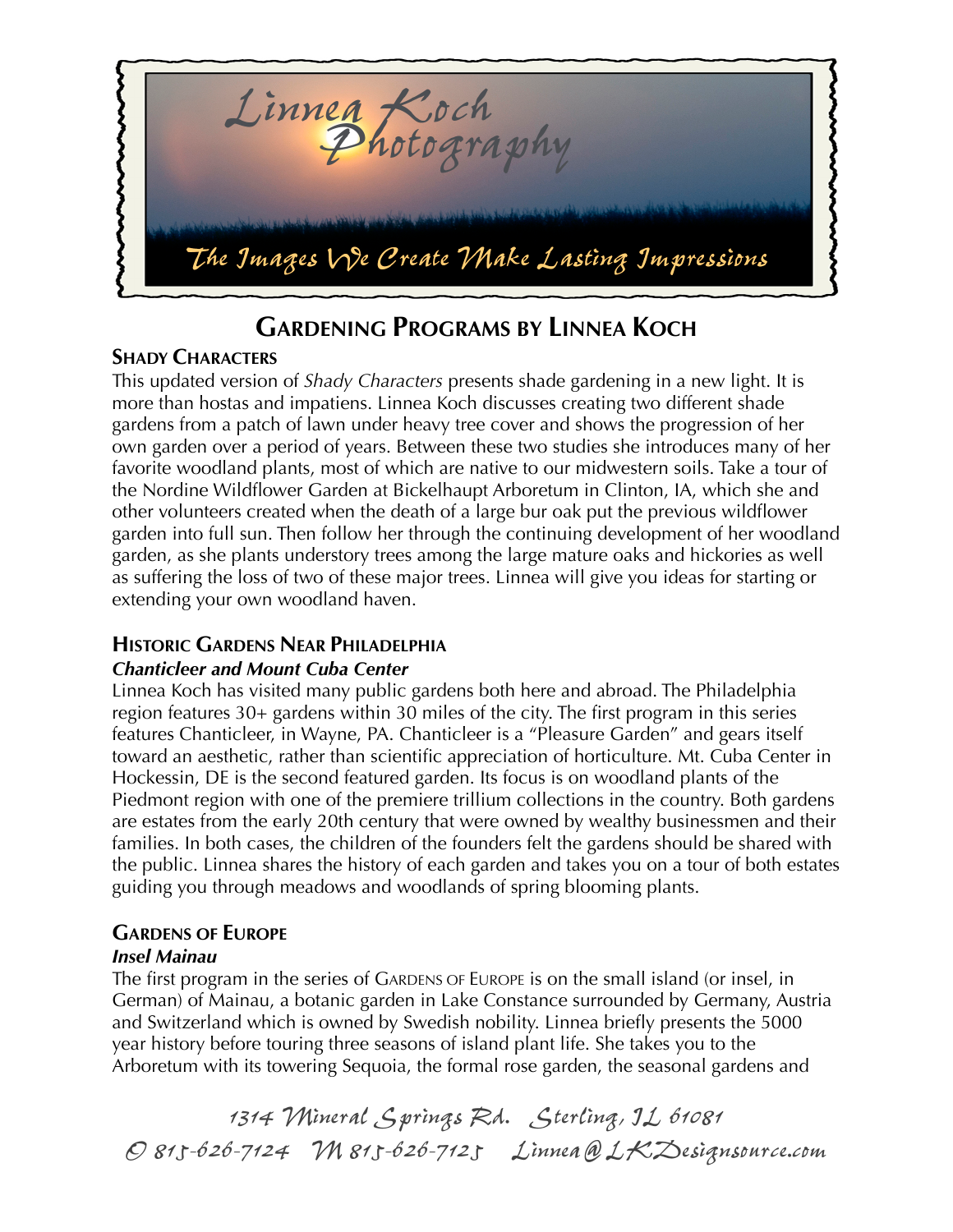Linnea Koch Photography

*The Images We Create Make Lasting Impressions*

# Gardening Programs by Linnea Koch

## Shady Characters

This updated version of *Shady Characters* presents shade gardening in a new light. It is more than hostas and impatiens. Linnea Koch discusses creating two different shade gardens from a patch of lawn under heavy tree cover and shows the progression of her own garden over a period of years. Between these two studies she introduces many of her favorite woodland plants, most of which are native to our midwestern soils. Take a tour of the Nordine Wildflower Garden at Bickelhaupt Arboretum in Clinton, IA, which she and other volunteers created when the death of a large bur oak put the previous wildflower garden into full sun. Then follow her through the continuing development of her woodland garden, as she plants understory trees among the large mature oaks and hickories as well as suffering the loss of two of these major trees. Linnea will give you ideas for starting or extending your own woodland haven.

## Historic Gardens Near Philadelphia

### *Chanticleer and Mount Cuba Center*

Linnea Koch has visited many public gardens both here and abroad. The Philadelphia region features 30+ gardens within 30 miles of the city. The first program in this series features Chanticleer, in Wayne, PA. Chanticleer is a “Pleasure Garden” and gears itself toward an aesthetic, rather than scientific appreciation of horticulture. Mt. Cuba Center in Hockessin, DE is the second featured garden. Its focus is on woodland plants of the Piedmont region with one of the premiere trillium collections in the country. Both gardens are estates from the early 20th century that were owned by wealthy businessmen and their families. In both cases, the children of the founders felt the gardens should be shared with the public. Linnea shares the history of each garden and takes you on a tour of both estates guiding you through meadows and woodlands of spring blooming plants.

## Gardens of Europe

### *Insel Mainau*

The first program in the series of Gardens of Europe is on the small island (or insel, in German) of Mainau, a botanic garden in Lake Constance surrounded by Germany, Austria and Switzerland which is owned by Swedish nobility. Linnea briefly presents the 5000 year history before touring three seasons of island plant life. She takes you to the Arboretum with its towering Sequoia, the formal rose garden, the seasonal gardens and

1314 Mineral Springs Rd. Sterling, IL 61081
O 815-626-7124 M 815-626-7125 Linnea@LKDesignsource.com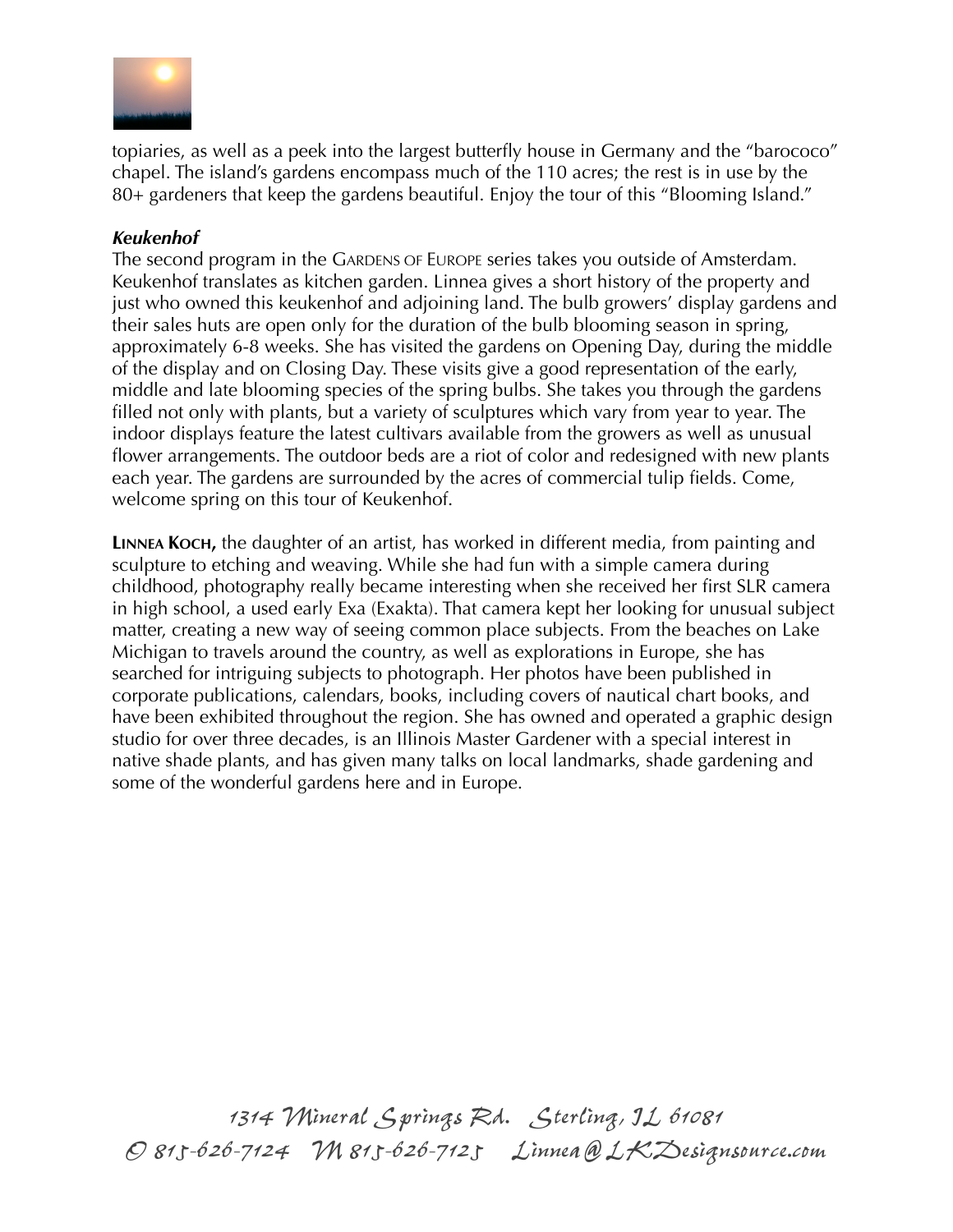topiaries, as well as a peek into the largest butterfly house in Germany and the "barococo" chapel. The island's gardens encompass much of the 110 acres; the rest is in use by the 80+ gardeners that keep the gardens beautiful. Enjoy the tour of this "Blooming Island."

***Keukenhof***

The second program in the Gardens of Europe series takes you outside of Amsterdam. Keukenhof translates as kitchen garden. Linnea gives a short history of the property and just who owned this keukenhof and adjoining land. The bulb growers' display gardens and their sales huts are open only for the duration of the bulb blooming season in spring, approximately 6-8 weeks. She has visited the gardens on Opening Day, during the middle of the display and on Closing Day. These visits give a good representation of the early, middle and late blooming species of the spring bulbs. She takes you through the gardens filled not only with plants, but a variety of sculptures which vary from year to year. The indoor displays feature the latest cultivars available from the growers as well as unusual flower arrangements. The outdoor beds are a riot of color and redesigned with new plants each year. The gardens are surrounded by the acres of commercial tulip fields. Come, welcome spring on this tour of Keukenhof.

**Linnea Koch,** the daughter of an artist, has worked in different media, from painting and sculpture to etching and weaving. While she had fun with a simple camera during childhood, photography really became interesting when she received her first SLR camera in high school, a used early Exa (Exakta). That camera kept her looking for unusual subject matter, creating a new way of seeing common place subjects. From the beaches on Lake Michigan to travels around the country, as well as explorations in Europe, she has searched for intriguing subjects to photograph. Her photos have been published in corporate publications, calendars, books, including covers of nautical chart books, and have been exhibited throughout the region. She has owned and operated a graphic design studio for over three decades, is an Illinois Master Gardener with a special interest in native shade plants, and has given many talks on local landmarks, shade gardening and some of the wonderful gardens here and in Europe.

1314 Mineral Springs Rd. Sterling, IL 61081
O 815-626-7124 M 815-626-7125 Linnea@LKDesignsource.com